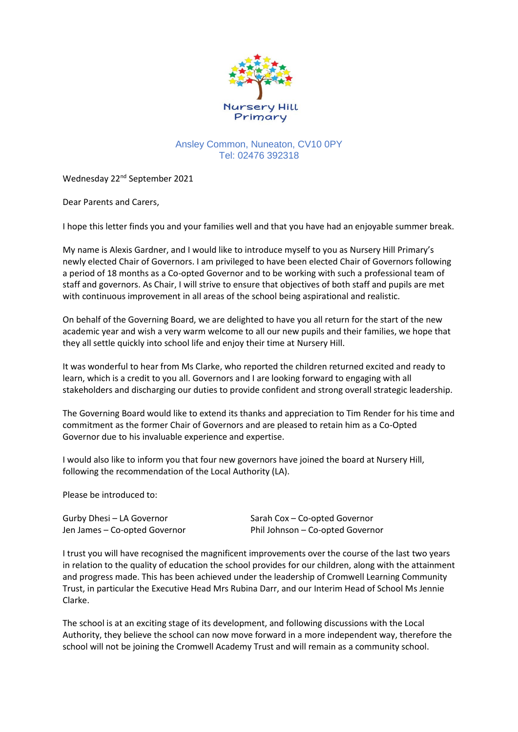Nursery Hill Primary

Ansley Common, Nuneaton, CV10 0PY
Tel: 02476 392318

Wednesday 22nd September 2021

Dear Parents and Carers,

I hope this letter finds you and your families well and that you have had an enjoyable summer break.

My name is Alexis Gardner, and I would like to introduce myself to you as Nursery Hill Primary's newly elected Chair of Governors. I am privileged to have been elected Chair of Governors following a period of 18 months as a Co-opted Governor and to be working with such a professional team of staff and governors. As Chair, I will strive to ensure that objectives of both staff and pupils are met with continuous improvement in all areas of the school being aspirational and realistic.

On behalf of the Governing Board, we are delighted to have you all return for the start of the new academic year and wish a very warm welcome to all our new pupils and their families, we hope that they all settle quickly into school life and enjoy their time at Nursery Hill.

It was wonderful to hear from Ms Clarke, who reported the children returned excited and ready to learn, which is a credit to you all. Governors and I are looking forward to engaging with all stakeholders and discharging our duties to provide confident and strong overall strategic leadership.

The Governing Board would like to extend its thanks and appreciation to Tim Render for his time and commitment as the former Chair of Governors and are pleased to retain him as a Co-Opted Governor due to his invaluable experience and expertise.

I would also like to inform you that four new governors have joined the board at Nursery Hill, following the recommendation of the Local Authority (LA).

Please be introduced to:

Gurby Dhesi – LA Governor
Jen James – Co-opted Governor
Sarah Cox – Co-opted Governor
Phil Johnson – Co-opted Governor

I trust you will have recognised the magnificent improvements over the course of the last two years in relation to the quality of education the school provides for our children, along with the attainment and progress made. This has been achieved under the leadership of Cromwell Learning Community Trust, in particular the Executive Head Mrs Rubina Darr, and our Interim Head of School Ms Jennie Clarke.

The school is at an exciting stage of its development, and following discussions with the Local Authority, they believe the school can now move forward in a more independent way, therefore the school will not be joining the Cromwell Academy Trust and will remain as a community school.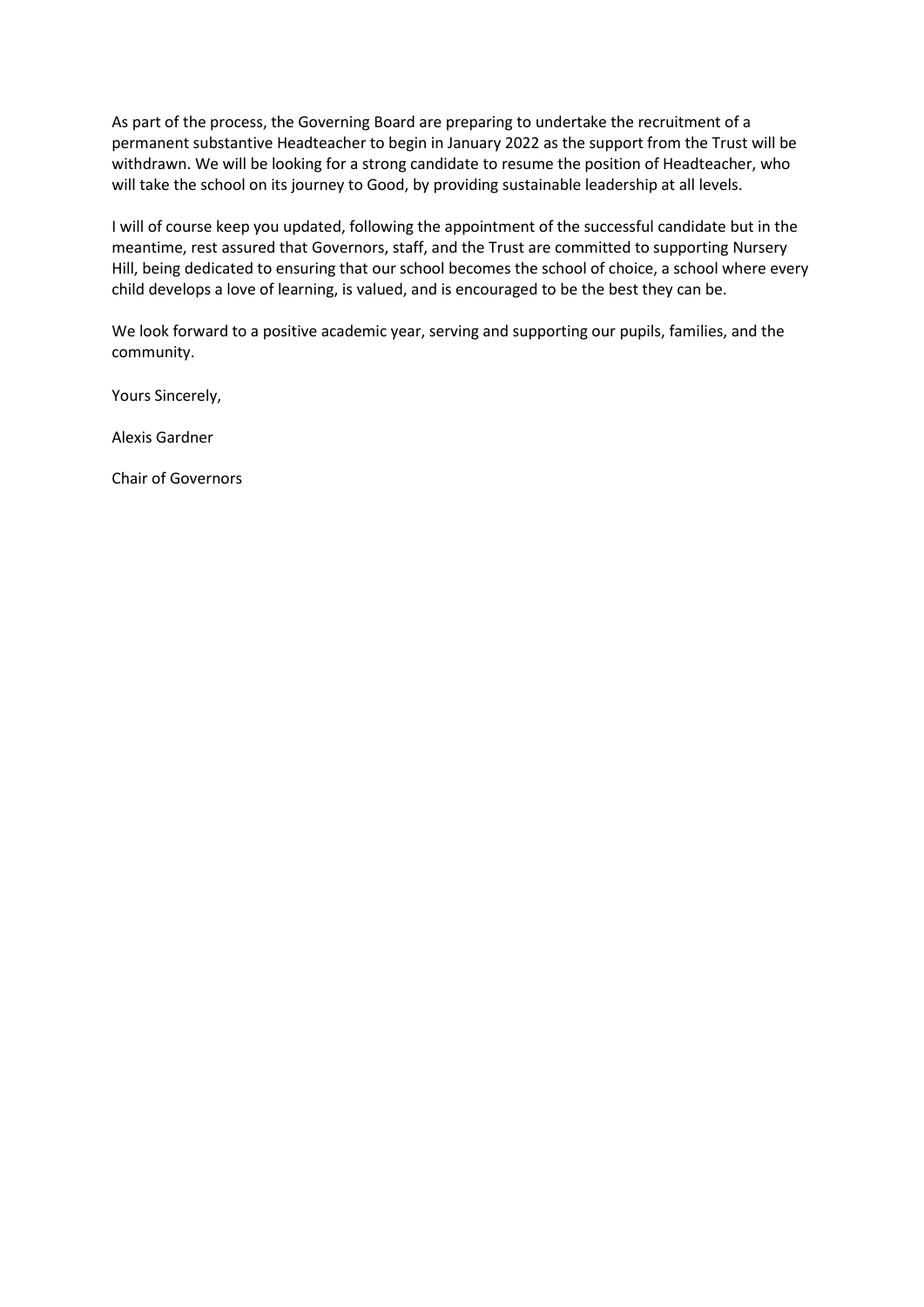As part of the process, the Governing Board are preparing to undertake the recruitment of a permanent substantive Headteacher to begin in January 2022 as the support from the Trust will be withdrawn. We will be looking for a strong candidate to resume the position of Headteacher, who will take the school on its journey to Good, by providing sustainable leadership at all levels.

I will of course keep you updated, following the appointment of the successful candidate but in the meantime, rest assured that Governors, staff, and the Trust are committed to supporting Nursery Hill, being dedicated to ensuring that our school becomes the school of choice, a school where every child develops a love of learning, is valued, and is encouraged to be the best they can be.

We look forward to a positive academic year, serving and supporting our pupils, families, and the community.

Yours Sincerely,

Alexis Gardner

Chair of Governors